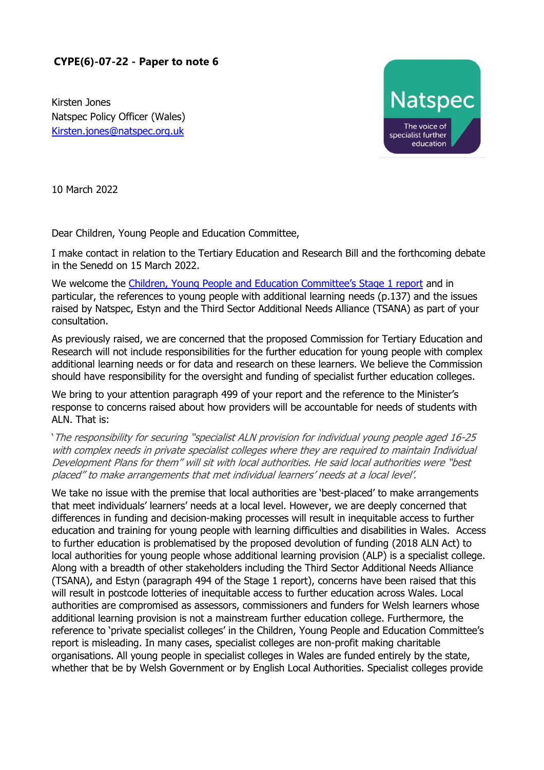**CYPE(6)-07-22 - Paper to note 6**

Kirsten Jones
Natspec Policy Officer (Wales)
[Kirsten.jones@natspec.org.uk](mailto:Kirsten.jones@natspec.org.uk)

Natspec
The voice of specialist further education

10 March 2022

Dear Children, Young People and Education Committee,

I make contact in relation to the Tertiary Education and Research Bill and the forthcoming debate in the Senedd on 15 March 2022.

We welcome the Children, Young People and Education Committee's Stage 1 report and in particular, the references to young people with additional learning needs (p.137) and the issues raised by Natspec, Estyn and the Third Sector Additional Needs Alliance (TSANA) as part of your consultation.

As previously raised, we are concerned that the proposed Commission for Tertiary Education and Research will not include responsibilities for the further education for young people with complex additional learning needs or for data and research on these learners. We believe the Commission should have responsibility for the oversight and funding of specialist further education colleges.

We bring to your attention paragraph 499 of your report and the reference to the Minister's response to concerns raised about how providers will be accountable for needs of students with ALN. That is:

*'The responsibility for securing "specialist ALN provision for individual young people aged 16-25 with complex needs in private specialist colleges where they are required to maintain Individual Development Plans for them" will sit with local authorities. He said local authorities were "best placed" to make arrangements that met individual learners' needs at a local level'.*

We take no issue with the premise that local authorities are 'best-placed' to make arrangements that meet individuals' learners' needs at a local level. However, we are deeply concerned that differences in funding and decision-making processes will result in inequitable access to further education and training for young people with learning difficulties and disabilities in Wales. Access to further education is problematised by the proposed devolution of funding (2018 ALN Act) to local authorities for young people whose additional learning provision (ALP) is a specialist college. Along with a breadth of other stakeholders including the Third Sector Additional Needs Alliance (TSANA), and Estyn (paragraph 494 of the Stage 1 report), concerns have been raised that this will result in postcode lotteries of inequitable access to further education across Wales. Local authorities are compromised as assessors, commissioners and funders for Welsh learners whose additional learning provision is not a mainstream further education college. Furthermore, the reference to 'private specialist colleges' in the Children, Young People and Education Committee's report is misleading. In many cases, specialist colleges are non-profit making charitable organisations. All young people in specialist colleges in Wales are funded entirely by the state, whether that be by Welsh Government or by English Local Authorities. Specialist colleges provide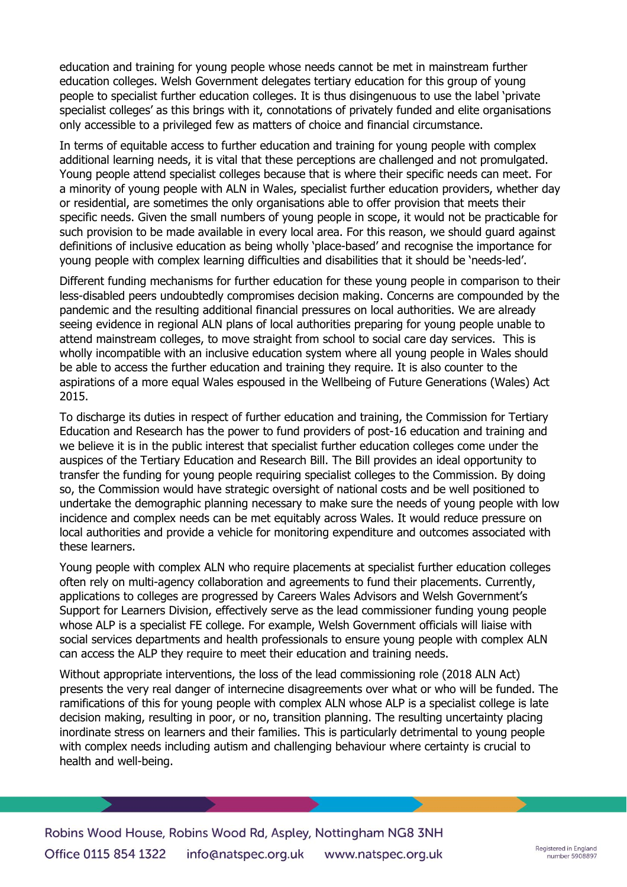education and training for young people whose needs cannot be met in mainstream further education colleges. Welsh Government delegates tertiary education for this group of young people to specialist further education colleges. It is thus disingenuous to use the label 'private specialist colleges' as this brings with it, connotations of privately funded and elite organisations only accessible to a privileged few as matters of choice and financial circumstance.

In terms of equitable access to further education and training for young people with complex additional learning needs, it is vital that these perceptions are challenged and not promulgated. Young people attend specialist colleges because that is where their specific needs can meet. For a minority of young people with ALN in Wales, specialist further education providers, whether day or residential, are sometimes the only organisations able to offer provision that meets their specific needs. Given the small numbers of young people in scope, it would not be practicable for such provision to be made available in every local area. For this reason, we should guard against definitions of inclusive education as being wholly 'place-based' and recognise the importance for young people with complex learning difficulties and disabilities that it should be 'needs-led'.

Different funding mechanisms for further education for these young people in comparison to their less-disabled peers undoubtedly compromises decision making. Concerns are compounded by the pandemic and the resulting additional financial pressures on local authorities. We are already seeing evidence in regional ALN plans of local authorities preparing for young people unable to attend mainstream colleges, to move straight from school to social care day services. This is wholly incompatible with an inclusive education system where all young people in Wales should be able to access the further education and training they require. It is also counter to the aspirations of a more equal Wales espoused in the Wellbeing of Future Generations (Wales) Act 2015.

To discharge its duties in respect of further education and training, the Commission for Tertiary Education and Research has the power to fund providers of post-16 education and training and we believe it is in the public interest that specialist further education colleges come under the auspices of the Tertiary Education and Research Bill. The Bill provides an ideal opportunity to transfer the funding for young people requiring specialist colleges to the Commission. By doing so, the Commission would have strategic oversight of national costs and be well positioned to undertake the demographic planning necessary to make sure the needs of young people with low incidence and complex needs can be met equitably across Wales. It would reduce pressure on local authorities and provide a vehicle for monitoring expenditure and outcomes associated with these learners.

Young people with complex ALN who require placements at specialist further education colleges often rely on multi-agency collaboration and agreements to fund their placements. Currently, applications to colleges are progressed by Careers Wales Advisors and Welsh Government's Support for Learners Division, effectively serve as the lead commissioner funding young people whose ALP is a specialist FE college. For example, Welsh Government officials will liaise with social services departments and health professionals to ensure young people with complex ALN can access the ALP they require to meet their education and training needs.

Without appropriate interventions, the loss of the lead commissioning role (2018 ALN Act) presents the very real danger of internecine disagreements over what or who will be funded. The ramifications of this for young people with complex ALN whose ALP is a specialist college is late decision making, resulting in poor, or no, transition planning. The resulting uncertainty placing inordinate stress on learners and their families. This is particularly detrimental to young people with complex needs including autism and challenging behaviour where certainty is crucial to health and well-being.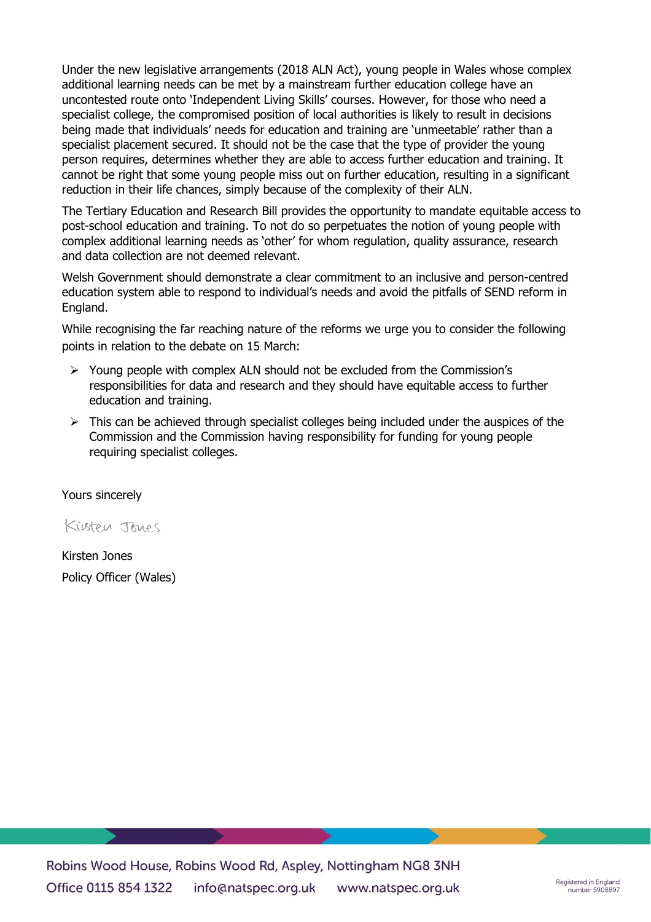Under the new legislative arrangements (2018 ALN Act), young people in Wales whose complex additional learning needs can be met by a mainstream further education college have an uncontested route onto 'Independent Living Skills' courses. However, for those who need a specialist college, the compromised position of local authorities is likely to result in decisions being made that individuals' needs for education and training are 'unmeetable' rather than a specialist placement secured. It should not be the case that the type of provider the young person requires, determines whether they are able to access further education and training. It cannot be right that some young people miss out on further education, resulting in a significant reduction in their life chances, simply because of the complexity of their ALN.

The Tertiary Education and Research Bill provides the opportunity to mandate equitable access to post-school education and training. To not do so perpetuates the notion of young people with complex additional learning needs as 'other' for whom regulation, quality assurance, research and data collection are not deemed relevant.

Welsh Government should demonstrate a clear commitment to an inclusive and person-centred education system able to respond to individual's needs and avoid the pitfalls of SEND reform in England.

While recognising the far reaching nature of the reforms we urge you to consider the following points in relation to the debate on 15 March:

- Young people with complex ALN should not be excluded from the Commission's responsibilities for data and research and they should have equitable access to further education and training.
- This can be achieved through specialist colleges being included under the auspices of the Commission and the Commission having responsibility for funding for young people requiring specialist colleges.

Yours sincerely

Kirsten Jones

Kirsten Jones
Policy Officer (Wales)

Robins Wood House, Robins Wood Rd, Aspley, Nottingham NG8 3NH
Office 0115 854 1322 info@natspec.org.uk www.natspec.org.uk

Registered in England number 5908897